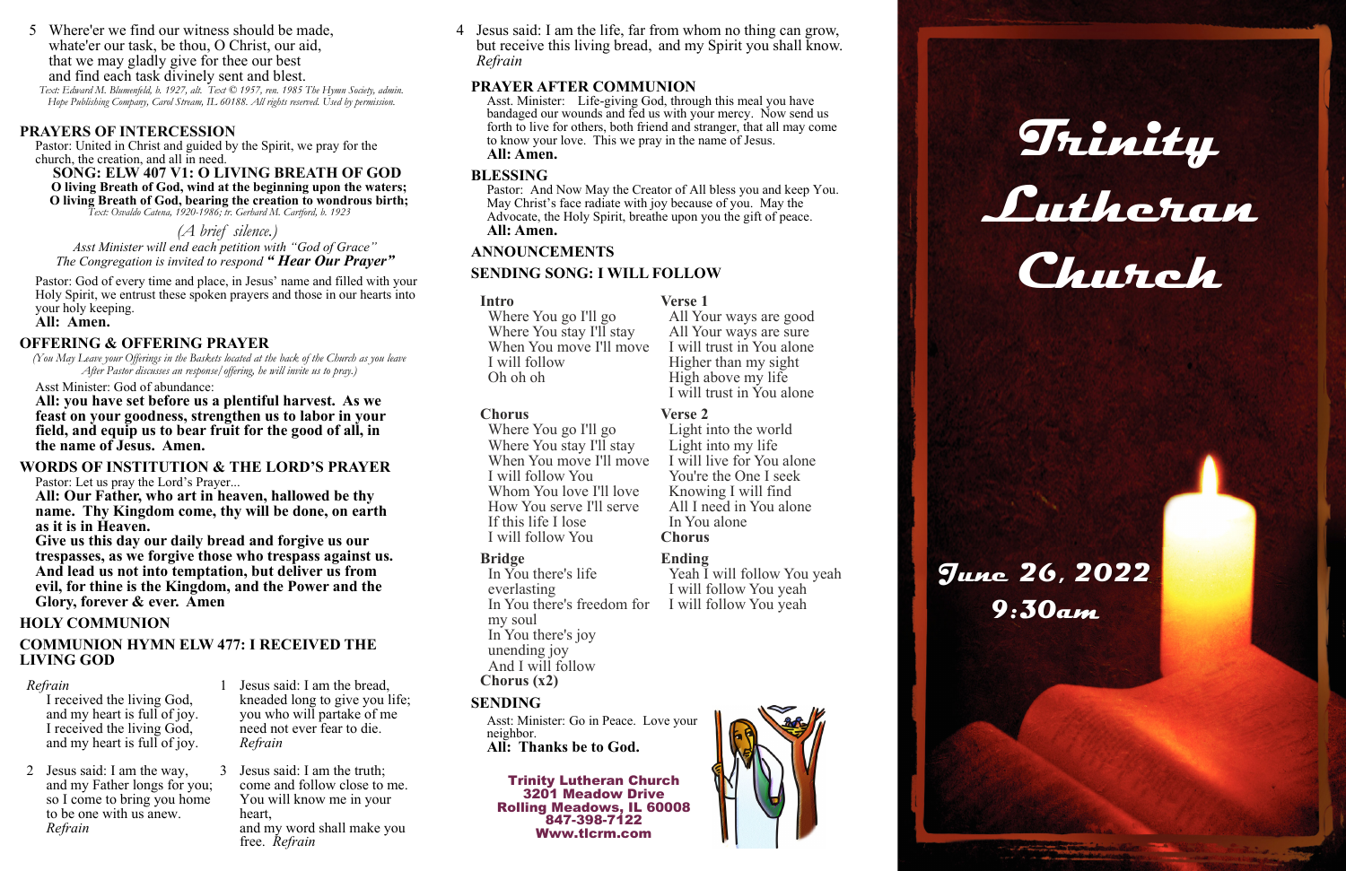5 Where'er we find our witness should be made,
whate'er our task, be thou, O Christ, our aid,
that we may gladly give for thee our best
and find each task divinely sent and blest.

*Text: Edward M. Blumenfeld, b. 1927, alt. Text © 1957, ren. 1985 The Hymn Society, admin. Hope Publishing Company, Carol Stream, IL 60188. All rights reserved. Used by permission.*

## PRAYERS OF INTERCESSION

Pastor: United in Christ and guided by the Spirit, we pray for the church, the creation, and all in need.

**SONG: ELW 407 V1: O LIVING BREATH OF GOD**

**O living Breath of God, wind at the beginning upon the waters;**
**O living Breath of God, bearing the creation to wondrous birth;**

*Text: Osvaldo Catena, 1920-1986; tr. Gerhard M. Cartford, b. 1923*

*(A brief silence.)*

*Asst Minister will end each petition with "God of Grace"*
*The Congregation is invited to respond* ***" Hear Our Prayer"***

Pastor: God of every time and place, in Jesus' name and filled with your Holy Spirit, we entrust these spoken prayers and those in our hearts into your holy keeping.

**All: Amen.**

## OFFERING & OFFERING PRAYER

*(You May Leave your Offerings in the Baskets located at the back of the Church as you leave After Pastor discusses an response/offering, he will invite us to pray.)*

Asst Minister: God of abundance:

**All: you have set before us a plentiful harvest. As we feast on your goodness, strengthen us to labor in your field, and equip us to bear fruit for the good of all, in the name of Jesus. Amen.**

## WORDS OF INSTITUTION & THE LORD'S PRAYER

Pastor: Let us pray the Lord's Prayer...

**All: Our Father, who art in heaven, hallowed be thy name. Thy Kingdom come, thy will be done, on earth as it is in Heaven.**
**Give us this day our daily bread and forgive us our trespasses, as we forgive those who trespass against us. And lead us not into temptation, but deliver us from evil, for thine is the Kingdom, and the Power and the Glory, forever & ever. Amen**

## HOLY COMMUNION

## COMMUNION HYMN ELW 477: I RECEIVED THE LIVING GOD

*Refrain*
I received the living God,
and my heart is full of joy.
I received the living God,
and my heart is full of joy.

1 Jesus said: I am the bread,
kneaded long to give you life;
you who will partake of me
need not ever fear to die.
*Refrain*

2 Jesus said: I am the way,
and my Father longs for you;
so I come to bring you home
to be one with us anew.
*Refrain*

3 Jesus said: I am the truth;
come and follow close to me.
You will know me in your heart,
and my word shall make you free. *Refrain*

4 Jesus said: I am the life, far from whom no thing can grow,
but receive this living bread, and my Spirit you shall know.
*Refrain*

## PRAYER AFTER COMMUNION

Asst. Minister: Life-giving God, through this meal you have bandaged our wounds and fed us with your mercy. Now send us forth to live for others, both friend and stranger, that all may come to know your love. This we pray in the name of Jesus.

**All: Amen.**

## BLESSING

Pastor: And Now May the Creator of All bless you and keep You. May Christ's face radiate with joy because of you. May the Advocate, the Holy Spirit, breathe upon you the gift of peace.

**All: Amen.**

## ANNOUNCEMENTS

## SENDING SONG: I WILL FOLLOW

**Intro**
Where You go I'll go
Where You stay I'll stay
When You move I'll move
I will follow
Oh oh oh

**Chorus**
Where You go I'll go
Where You stay I'll stay
When You move I'll move
I will follow You
Whom You love I'll love
How You serve I'll serve
If this life I lose
I will follow You

**Bridge**
In You there's life everlasting
In You there's freedom for my soul
In You there's joy unending joy
And I will follow

**Chorus (x2)**

**Verse 1**
All Your ways are good
All Your ways are sure
I will trust in You alone
Higher than my sight
High above my life
I will trust in You alone

**Verse 2**
Light into the world
Light into my life
I will live for You alone
You're the One I seek
Knowing I will find
All I need in You alone
In You alone

**Chorus**

**Ending**
Yeah I will follow You yeah
I will follow You yeah
I will follow You yeah

## SENDING

Asst: Minister: Go in Peace. Love your neighbor.

**All: Thanks be to God.**

**Trinity Lutheran Church**
**3201 Meadow Drive**
**Rolling Meadows, IL 60008**
**847-398-7122**
**Www.tlcrm.com**

# Trinity Lutheran Church

**June 26, 2022**
**9:30am**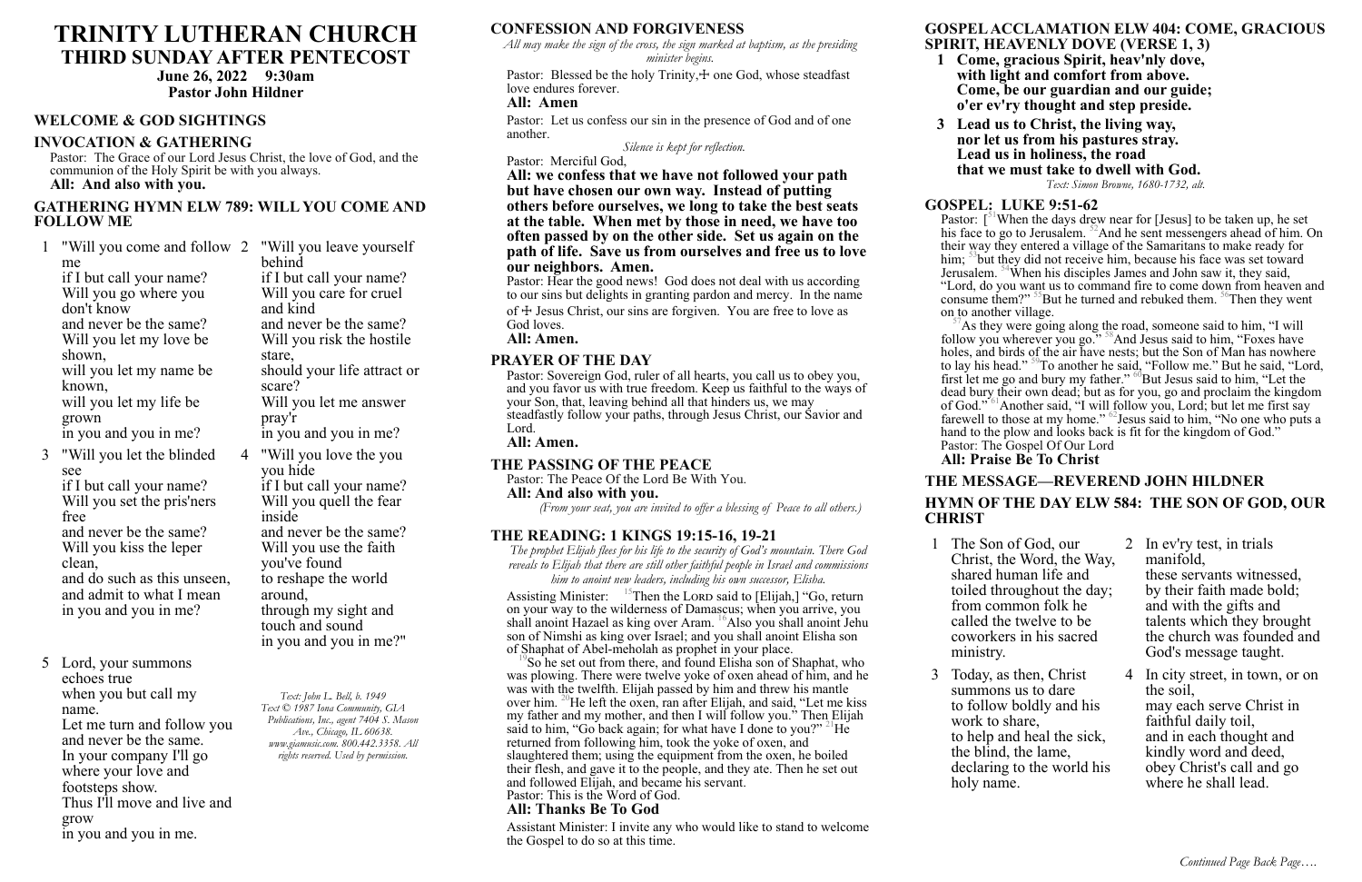# TRINITY LUTHERAN CHURCH

## THIRD SUNDAY AFTER PENTECOST

**June 26, 2022 9:30am**

**Pastor John Hildner**

### WELCOME & GOD SIGHTINGS

### INVOCATION & GATHERING

Pastor: The Grace of our Lord Jesus Christ, the love of God, and the communion of the Holy Spirit be with you always.

**All: And also with you.**

### GATHERING HYMN ELW 789: WILL YOU COME AND FOLLOW ME

1 "Will you come and follow me
if I but call your name?
Will you go where you don't know
and never be the same?
Will you let my love be shown,
will you let my name be known,
will you let my life be grown
in you and you in me?

2 "Will you leave yourself behind
if I but call your name?
Will you care for cruel and kind
and never be the same?
Will you risk the hostile stare,
should your life attract or scare?
Will you let me answer pray'r
in you and you in me?

3 "Will you let the blinded see
if I but call your name?
Will you set the pris'ners free
and never be the same?
Will you kiss the leper clean,
and do such as this unseen,
and admit to what I mean
in you and you in me?

4 "Will you love the you you hide
if I but call your name?
Will you quell the fear inside
and never be the same?
Will you use the faith you've found
to reshape the world around,
through my sight and touch and sound
in you and you in me?"

5 Lord, your summons echoes true
when you but call my name.
Let me turn and follow you
and never be the same.
In your company I'll go
where your love and footsteps show.
Thus I'll move and live and grow
in you and you in me.

*Text: John L. Bell, b. 1949*
*Text © 1987 Iona Community, GIA Publications, Inc., agent 7404 S. Mason Ave., Chicago, IL 60638. www.giamusic.com. 800.442.3358. All rights reserved. Used by permission.*

### CONFESSION AND FORGIVENESS

*All may make the sign of the cross, the sign marked at baptism, as the presiding minister begins.*

Pastor: Blessed be the holy Trinity,☩ one God, whose steadfast love endures forever.

**All: Amen**

Pastor: Let us confess our sin in the presence of God and of one another.

*Silence is kept for reflection.*

Pastor: Merciful God,

**All: we confess that we have not followed your path but have chosen our own way. Instead of putting others before ourselves, we long to take the best seats at the table. When met by those in need, we have too often passed by on the other side. Set us again on the path of life. Save us from ourselves and free us to love our neighbors. Amen.**

Pastor: Hear the good news! God does not deal with us according to our sins but delights in granting pardon and mercy. In the name of ☩ Jesus Christ, our sins are forgiven. You are free to love as God loves.

**All: Amen.**

### PRAYER OF THE DAY

Pastor: Sovereign God, ruler of all hearts, you call us to obey you, and you favor us with true freedom. Keep us faithful to the ways of your Son, that, leaving behind all that hinders us, we may steadfastly follow your paths, through Jesus Christ, our Savior and Lord.

**All: Amen.**

### THE PASSING OF THE PEACE

Pastor: The Peace Of the Lord Be With You.

**All: And also with you.**

*(From your seat, you are invited to offer a blessing of Peace to all others.)*

### THE READING: 1 KINGS 19:15-16, 19-21

*The prophet Elijah flees for his life to the security of God's mountain. There God reveals to Elijah that there are still other faithful people in Israel and commissions him to anoint new leaders, including his own successor, Elisha.*

Assisting Minister: [15]Then the LORD said to [Elijah,] "Go, return on your way to the wilderness of Damascus; when you arrive, you shall anoint Hazael as king over Aram. [16]Also you shall anoint Jehu son of Nimshi as king over Israel; and you shall anoint Elisha son of Shaphat of Abel-meholah as prophet in your place.

[19]So he set out from there, and found Elisha son of Shaphat, who was plowing. There were twelve yoke of oxen ahead of him, and he was with the twelfth. Elijah passed by him and threw his mantle over him. [20]He left the oxen, ran after Elijah, and said, "Let me kiss my father and my mother, and then I will follow you." Then Elijah said to him, "Go back again; for what have I done to you?" [21]He returned from following him, took the yoke of oxen, and slaughtered them; using the equipment from the oxen, he boiled their flesh, and gave it to the people, and they ate. Then he set out and followed Elijah, and became his servant.

Pastor: This is the Word of God.

**All: Thanks Be To God**

Assistant Minister: I invite any who would like to stand to welcome the Gospel to do so at this time.

### GOSPEL ACCLAMATION ELW 404: COME, GRACIOUS SPIRIT, HEAVENLY DOVE (VERSE 1, 3)

**1 Come, gracious Spirit, heav'nly dove,
with light and comfort from above.
Come, be our guardian and our guide;
o'er ev'ry thought and step preside.**

**3 Lead us to Christ, the living way,
nor let us from his pastures stray.
Lead us in holiness, the road
that we must take to dwell with God.**

*Text: Simon Browne, 1680-1732, alt.*

### GOSPEL: LUKE 9:51-62

Pastor: [[51]When the days drew near for [Jesus] to be taken up, he set his face to go to Jerusalem. [52]And he sent messengers ahead of him. On their way they entered a village of the Samaritans to make ready for him; [53]but they did not receive him, because his face was set toward Jerusalem. [54]When his disciples James and John saw it, they said, "Lord, do you want us to command fire to come down from heaven and consume them?" [55]But he turned and rebuked them. [56]Then they went on to another village.

[57]As they were going along the road, someone said to him, "I will follow you wherever you go." [58]And Jesus said to him, "Foxes have holes, and birds of the air have nests; but the Son of Man has nowhere to lay his head." [59]To another he said, "Follow me." But he said, "Lord, first let me go and bury my father." [60]But Jesus said to him, "Let the dead bury their own dead; but as for you, go and proclaim the kingdom of God." [61]Another said, "I will follow you, Lord; but let me first say farewell to those at my home." [62]Jesus said to him, "No one who puts a hand to the plow and looks back is fit for the kingdom of God."

Pastor: The Gospel Of Our Lord

**All: Praise Be To Christ**

### THE MESSAGE—REVEREND JOHN HILDNER

### HYMN OF THE DAY ELW 584: THE SON OF GOD, OUR CHRIST

1 The Son of God, our Christ, the Word, the Way,
shared human life and toiled throughout the day;
from common folk he called the twelve to be
coworkers in his sacred ministry.

2 In ev'ry test, in trials manifold,
these servants witnessed, by their faith made bold;
and with the gifts and talents which they brought
the church was founded and God's message taught.

3 Today, as then, Christ summons us to dare
to follow boldly and his work to share,
to help and heal the sick, the blind, the lame,
declaring to the world his holy name.

4 In city street, in town, or on the soil,
may each serve Christ in faithful daily toil,
and in each thought and kindly word and deed,
obey Christ's call and go where he shall lead.

*Continued Page Back Page….*